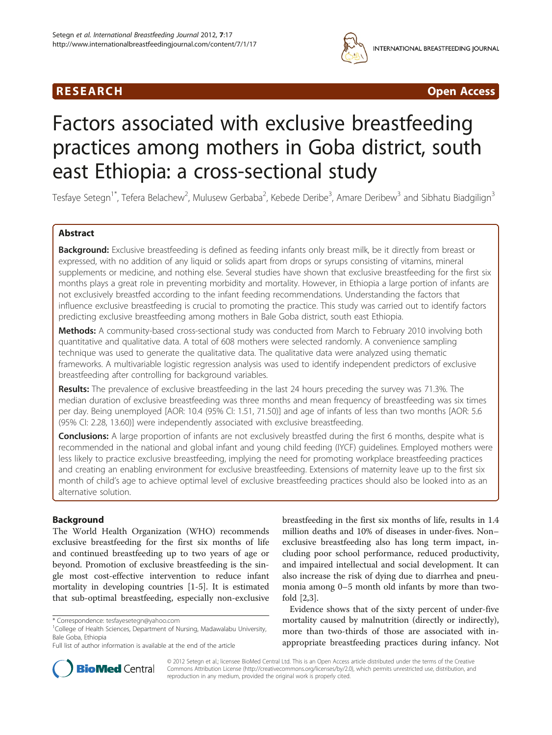RESEARCH Open Access

# Factors associated with exclusive breastfeeding practices among mothers in Goba district, south east Ethiopia: a cross-sectional study

Tesfaye Setegn[1*], Tefera Belachew[2], Mulusew Gerbaba[2], Kebede Deribe[3], Amare Deribew[3] and Sibhatu Biadgilign[3]

## Abstract

**Background:** Exclusive breastfeeding is defined as feeding infants only breast milk, be it directly from breast or expressed, with no addition of any liquid or solids apart from drops or syrups consisting of vitamins, mineral supplements or medicine, and nothing else. Several studies have shown that exclusive breastfeeding for the first six months plays a great role in preventing morbidity and mortality. However, in Ethiopia a large portion of infants are not exclusively breastfed according to the infant feeding recommendations. Understanding the factors that influence exclusive breastfeeding is crucial to promoting the practice. This study was carried out to identify factors predicting exclusive breastfeeding among mothers in Bale Goba district, south east Ethiopia.

**Methods:** A community-based cross-sectional study was conducted from March to February 2010 involving both quantitative and qualitative data. A total of 608 mothers were selected randomly. A convenience sampling technique was used to generate the qualitative data. The qualitative data were analyzed using thematic frameworks. A multivariable logistic regression analysis was used to identify independent predictors of exclusive breastfeeding after controlling for background variables.

**Results:** The prevalence of exclusive breastfeeding in the last 24 hours preceding the survey was 71.3%. The median duration of exclusive breastfeeding was three months and mean frequency of breastfeeding was six times per day. Being unemployed [AOR: 10.4 (95% CI: 1.51, 71.50)] and age of infants of less than two months [AOR: 5.6 (95% CI: 2.28, 13.60)] were independently associated with exclusive breastfeeding.

**Conclusions:** A large proportion of infants are not exclusively breastfed during the first 6 months, despite what is recommended in the national and global infant and young child feeding (IYCF) guidelines. Employed mothers were less likely to practice exclusive breastfeeding, implying the need for promoting workplace breastfeeding practices and creating an enabling environment for exclusive breastfeeding. Extensions of maternity leave up to the first six month of child's age to achieve optimal level of exclusive breastfeeding practices should also be looked into as an alternative solution.

## Background

The World Health Organization (WHO) recommends exclusive breastfeeding for the first six months of life and continued breastfeeding up to two years of age or beyond. Promotion of exclusive breastfeeding is the single most cost-effective intervention to reduce infant mortality in developing countries [1-5]. It is estimated that sub-optimal breastfeeding, especially non-exclusive breastfeeding in the first six months of life, results in 1.4 million deaths and 10% of diseases in under-fives. Non–exclusive breastfeeding also has long term impact, including poor school performance, reduced productivity, and impaired intellectual and social development. It can also increase the risk of dying due to diarrhea and pneumonia among 0–5 month old infants by more than two-fold [2,3].

Evidence shows that of the sixty percent of under-five mortality caused by malnutrition (directly or indirectly), more than two-thirds of those are associated with inappropriate breastfeeding practices during infancy. Not

\* Correspondence: tesfayesetegn@yahoo.com
[1]College of Health Sciences, Department of Nursing, Madawalabu University, Bale Goba, Ethiopia
Full list of author information is available at the end of the article

© 2012 Setegn et al.; licensee BioMed Central Ltd. This is an Open Access article distributed under the terms of the Creative Commons Attribution License (http://creativecommons.org/licenses/by/2.0), which permits unrestricted use, distribution, and reproduction in any medium, provided the original work is properly cited.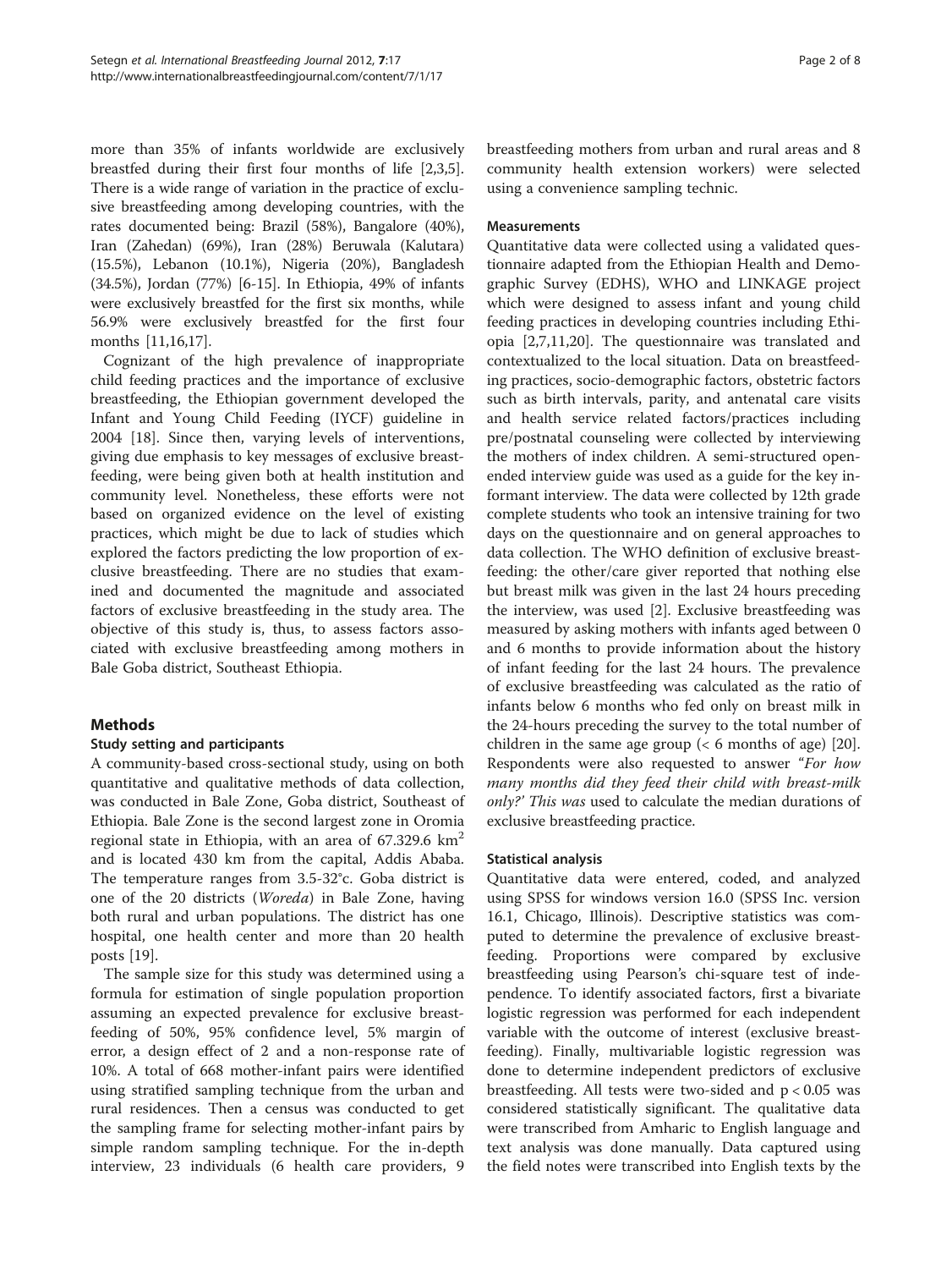more than 35% of infants worldwide are exclusively breastfed during their first four months of life [2,3,5]. There is a wide range of variation in the practice of exclusive breastfeeding among developing countries, with the rates documented being: Brazil (58%), Bangalore (40%), Iran (Zahedan) (69%), Iran (28%) Beruwala (Kalutara) (15.5%), Lebanon (10.1%), Nigeria (20%), Bangladesh (34.5%), Jordan (77%) [6-15]. In Ethiopia, 49% of infants were exclusively breastfed for the first six months, while 56.9% were exclusively breastfed for the first four months [11,16,17].

Cognizant of the high prevalence of inappropriate child feeding practices and the importance of exclusive breastfeeding, the Ethiopian government developed the Infant and Young Child Feeding (IYCF) guideline in 2004 [18]. Since then, varying levels of interventions, giving due emphasis to key messages of exclusive breastfeeding, were being given both at health institution and community level. Nonetheless, these efforts were not based on organized evidence on the level of existing practices, which might be due to lack of studies which explored the factors predicting the low proportion of exclusive breastfeeding. There are no studies that examined and documented the magnitude and associated factors of exclusive breastfeeding in the study area. The objective of this study is, thus, to assess factors associated with exclusive breastfeeding among mothers in Bale Goba district, Southeast Ethiopia.

## Methods

### Study setting and participants

A community-based cross-sectional study, using on both quantitative and qualitative methods of data collection, was conducted in Bale Zone, Goba district, Southeast of Ethiopia. Bale Zone is the second largest zone in Oromia regional state in Ethiopia, with an area of 67.329.6 km$^2$ and is located 430 km from the capital, Addis Ababa. The temperature ranges from 3.5-32°c. Goba district is one of the 20 districts (*Woreda*) in Bale Zone, having both rural and urban populations. The district has one hospital, one health center and more than 20 health posts [19].

The sample size for this study was determined using a formula for estimation of single population proportion assuming an expected prevalence for exclusive breastfeeding of 50%, 95% confidence level, 5% margin of error, a design effect of 2 and a non-response rate of 10%. A total of 668 mother-infant pairs were identified using stratified sampling technique from the urban and rural residences. Then a census was conducted to get the sampling frame for selecting mother-infant pairs by simple random sampling technique. For the in-depth interview, 23 individuals (6 health care providers, 9 breastfeeding mothers from urban and rural areas and 8 community health extension workers) were selected using a convenience sampling technic.

### Measurements

Quantitative data were collected using a validated questionnaire adapted from the Ethiopian Health and Demographic Survey (EDHS), WHO and LINKAGE project which were designed to assess infant and young child feeding practices in developing countries including Ethiopia [2,7,11,20]. The questionnaire was translated and contextualized to the local situation. Data on breastfeeding practices, socio-demographic factors, obstetric factors such as birth intervals, parity, and antenatal care visits and health service related factors/practices including pre/postnatal counseling were collected by interviewing the mothers of index children. A semi-structured open-ended interview guide was used as a guide for the key informant interview. The data were collected by 12th grade complete students who took an intensive training for two days on the questionnaire and on general approaches to data collection. The WHO definition of exclusive breastfeeding: the other/care giver reported that nothing else but breast milk was given in the last 24 hours preceding the interview, was used [2]. Exclusive breastfeeding was measured by asking mothers with infants aged between 0 and 6 months to provide information about the history of infant feeding for the last 24 hours. The prevalence of exclusive breastfeeding was calculated as the ratio of infants below 6 months who fed only on breast milk in the 24-hours preceding the survey to the total number of children in the same age group (< 6 months of age) [20]. Respondents were also requested to answer *"For how many months did they feed their child with breast-milk only?' This was* used to calculate the median durations of exclusive breastfeeding practice.

### Statistical analysis

Quantitative data were entered, coded, and analyzed using SPSS for windows version 16.0 (SPSS Inc. version 16.1, Chicago, Illinois). Descriptive statistics was computed to determine the prevalence of exclusive breastfeeding. Proportions were compared by exclusive breastfeeding using Pearson's chi-square test of independence. To identify associated factors, first a bivariate logistic regression was performed for each independent variable with the outcome of interest (exclusive breastfeeding). Finally, multivariable logistic regression was done to determine independent predictors of exclusive breastfeeding. All tests were two-sided and $p < 0.05$ was considered statistically significant. The qualitative data were transcribed from Amharic to English language and text analysis was done manually. Data captured using the field notes were transcribed into English texts by the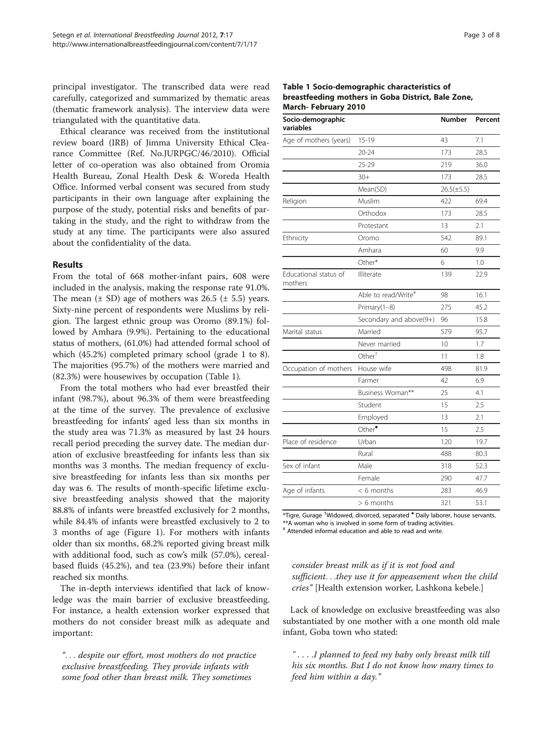principal investigator. The transcribed data were read carefully, categorized and summarized by thematic areas (thematic framework analysis). The interview data were triangulated with the quantitative data.

Ethical clearance was received from the institutional review board (IRB) of Jimma University Ethical Clearance Committee (Ref. No.JURPGC/46/2010). Official letter of co-operation was also obtained from Oromia Health Bureau, Zonal Health Desk & Woreda Health Office. Informed verbal consent was secured from study participants in their own language after explaining the purpose of the study, potential risks and benefits of partaking in the study, and the right to withdraw from the study at any time. The participants were also assured about the confidentiality of the data.

## Results

From the total of 668 mother-infant pairs, 608 were included in the analysis, making the response rate 91.0%. The mean (± SD) age of mothers was 26.5 (± 5.5) years. Sixty-nine percent of respondents were Muslims by religion. The largest ethnic group was Oromo (89.1%) followed by Amhara (9.9%). Pertaining to the educational status of mothers, (61.0%) had attended formal school of which (45.2%) completed primary school (grade 1 to 8). The majorities (95.7%) of the mothers were married and (82.3%) were housewives by occupation (Table 1).

From the total mothers who had ever breastfed their infant (98.7%), about 96.3% of them were breastfeeding at the time of the survey. The prevalence of exclusive breastfeeding for infants' aged less than six months in the study area was 71.3% as measured by last 24 hours recall period preceding the survey date. The median duration of exclusive breastfeeding for infants less than six months was 3 months. The median frequency of exclusive breastfeeding for infants less than six months per day was 6. The results of month-specific lifetime exclusive breastfeeding analysis showed that the majority 88.8% of infants were breastfed exclusively for 2 months, while 84.4% of infants were breastfed exclusively to 2 to 3 months of age (Figure 1). For mothers with infants older than six months, 68.2% reported giving breast milk with additional food, such as cow's milk (57.0%), cereal-based fluids (45.2%), and tea (23.9%) before their infant reached six months.

The in-depth interviews identified that lack of knowledge was the main barrier of exclusive breastfeeding. For instance, a health extension worker expressed that mothers do not consider breast milk as adequate and important:

*"... despite our effort, most mothers do not practice exclusive breastfeeding. They provide infants with some food other than breast milk. They sometimes consider breast milk as if it is not food and sufficient...they use it for appeasement when the child cries"* [Health extension worker, Lashkona kebele.]

Lack of knowledge on exclusive breastfeeding was also substantiated by one mother with a one month old male infant, Goba town who stated:

*" ....I planned to feed my baby only breast milk till his six months. But I do not know how many times to feed him within a day."*

**Table 1 Socio-demographic characteristics of breastfeeding mothers in Goba District, Bale Zone, March- February 2010**

| Socio-demographic variables | | Number | Percent |
|---|---|---|---|
| Age of mothers (years) | 15-19 | 43 | 7.1 |
| | 20-24 | 173 | 28.5 |
| | 25-29 | 219 | 36.0 |
| | 30+ | 173 | 28.5 |
| | Mean(SD) | 26.5(±5.5) | |
| Religion | Muslim | 422 | 69.4 |
| | Orthodox | 173 | 28.5 |
| | Protestant | 13 | 2.1 |
| Ethnicity | Oromo | 542 | 89.1 |
| | Amhara | 60 | 9.9 |
| | Other* | 6 | 1.0 |
| Educational status of mothers | Illiterate | 139 | 22.9 |
| | Able to read/Write[¥] | 98 | 16.1 |
| | Primary(1–8) | 275 | 45.2 |
| | Secondary and above(9+) | 96 | 15.8 |
| Marital status | Married | 579 | 95.7 |
| | Never married | 10 | 1.7 |
| | Other[†] | 11 | 1.8 |
| Occupation of mothers | House wife | 498 | 81.9 |
| | Farmer | 42 | 6.9 |
| | Business Woman** | 25 | 4.1 |
| | Student | 15 | 2.5 |
| | Employed | 13 | 2.1 |
| | Other[♣] | 15 | 2.5 |
| Place of residence | Urban | 120 | 19.7 |
| | Rural | 488 | 80.3 |
| Sex of infant | Male | 318 | 52.3 |
| | Female | 290 | 47.7 |
| Age of infants | < 6 months | 283 | 46.9 |
| | > 6 months | 321 | 53.1 |

*Tigre, Gurage [†]Widowed, divorced, separated [♣] Daily laborer, house servants.
**A woman who is involved in some form of trading activities.
[¥] Attended informal education and able to read and write.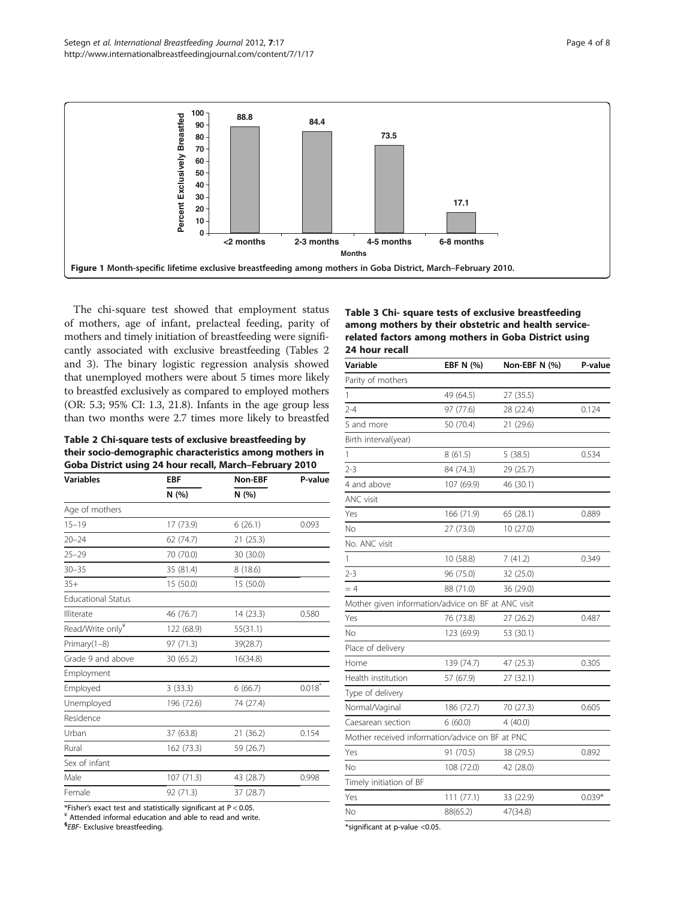Figure 1 Month-specific lifetime exclusive breastfeeding among mothers in Goba District, March–February 2010.

The chi-square test showed that employment status of mothers, age of infant, prelacteal feeding, parity of mothers and timely initiation of breastfeeding were significantly associated with exclusive breastfeeding (Tables 2 and 3). The binary logistic regression analysis showed that unemployed mothers were about 5 times more likely to breastfed exclusively as compared to employed mothers (OR: 5.3; 95% CI: 1.3, 21.8). Infants in the age group less than two months were 2.7 times more likely to breastfed

**Table 2 Chi-square tests of exclusive breastfeeding by their socio-demographic characteristics among mothers in Goba District using 24 hour recall, March–February 2010**

| Variables | EBF N (%) | Non-EBF N (%) | P-value |
|---|---|---|---|
| Age of mothers | | | |
| 15–19 | 17 (73.9) | 6 (26.1) | 0.093 |
| 20–24 | 62 (74.7) | 21 (25.3) | |
| 25–29 | 70 (70.0) | 30 (30.0) | |
| 30–35 | 35 (81.4) | 8 (18.6) | |
| 35+ | 15 (50.0) | 15 (50.0) | |
| Educational Status | | | |
| Illiterate | 46 (76.7) | 14 (23.3) | 0.580 |
| Read/Write only[¥] | 122 (68.9) | 55(31.1) | |
| Primary(1–8) | 97 (71.3) | 39(28.7) | |
| Grade 9 and above | 30 (65.2) | 16(34.8) | |
| Employment | | | |
| Employed | 3 (33.3) | 6 (66.7) | 0.018* |
| Unemployed | 196 (72.6) | 74 (27.4) | |
| Residence | | | |
| Urban | 37 (63.8) | 21 (36.2) | 0.154 |
| Rural | 162 (73.3) | 59 (26.7) | |
| Sex of infant | | | |
| Male | 107 (71.3) | 43 (28.7) | 0.998 |
| Female | 92 (71.3) | 37 (28.7) | |

*Fisher's exact test and statistically significant at $P < 0.05$.
¥ Attended informal education and able to read and write.
§ *EBF*- Exclusive breastfeeding.

**Table 3 Chi- square tests of exclusive breastfeeding among mothers by their obstetric and health service-related factors among mothers in Goba District using 24 hour recall**

| Variable | EBF N (%) | Non-EBF N (%) | P-value |
|---|---|---|---|
| Parity of mothers | | | |
| 1 | 49 (64.5) | 27 (35.5) | |
| 2-4 | 97 (77.6) | 28 (22.4) | 0.124 |
| 5 and more | 50 (70.4) | 21 (29.6) | |
| Birth interval(year) | | | |
| 1 | 8 (61.5) | 5 (38.5) | 0.534 |
| 2-3 | 84 (74.3) | 29 (25.7) | |
| 4 and above | 107 (69.9) | 46 (30.1) | |
| ANC visit | | | |
| Yes | 166 (71.9) | 65 (28.1) | 0.889 |
| No | 27 (73.0) | 10 (27.0) | |
| No. ANC visit | | | |
| 1 | 10 (58.8) | 7 (41.2) | 0.349 |
| 2-3 | 96 (75.0) | 32 (25.0) | |
| = 4 | 88 (71.0) | 36 (29.0) | |
| Mother given information/advice on BF at ANC visit | | | |
| Yes | 76 (73.8) | 27 (26.2) | 0.487 |
| No | 123 (69.9) | 53 (30.1) | |
| Place of delivery | | | |
| Home | 139 (74.7) | 47 (25.3) | 0.305 |
| Health institution | 57 (67.9) | 27 (32.1) | |
| Type of delivery | | | |
| Normal/Vaginal | 186 (72.7) | 70 (27.3) | 0.605 |
| Caesarean section | 6 (60.0) | 4 (40.0) | |
| Mother received information/advice on BF at PNC | | | |
| Yes | 91 (70.5) | 38 (29.5) | 0.892 |
| No | 108 (72.0) | 42 (28.0) | |
| Timely initiation of BF | | | |
| Yes | 111 (77.1) | 33 (22.9) | 0.039* |
| No | 88(65.2) | 47(34.8) | |

*significant at p-value <0.05.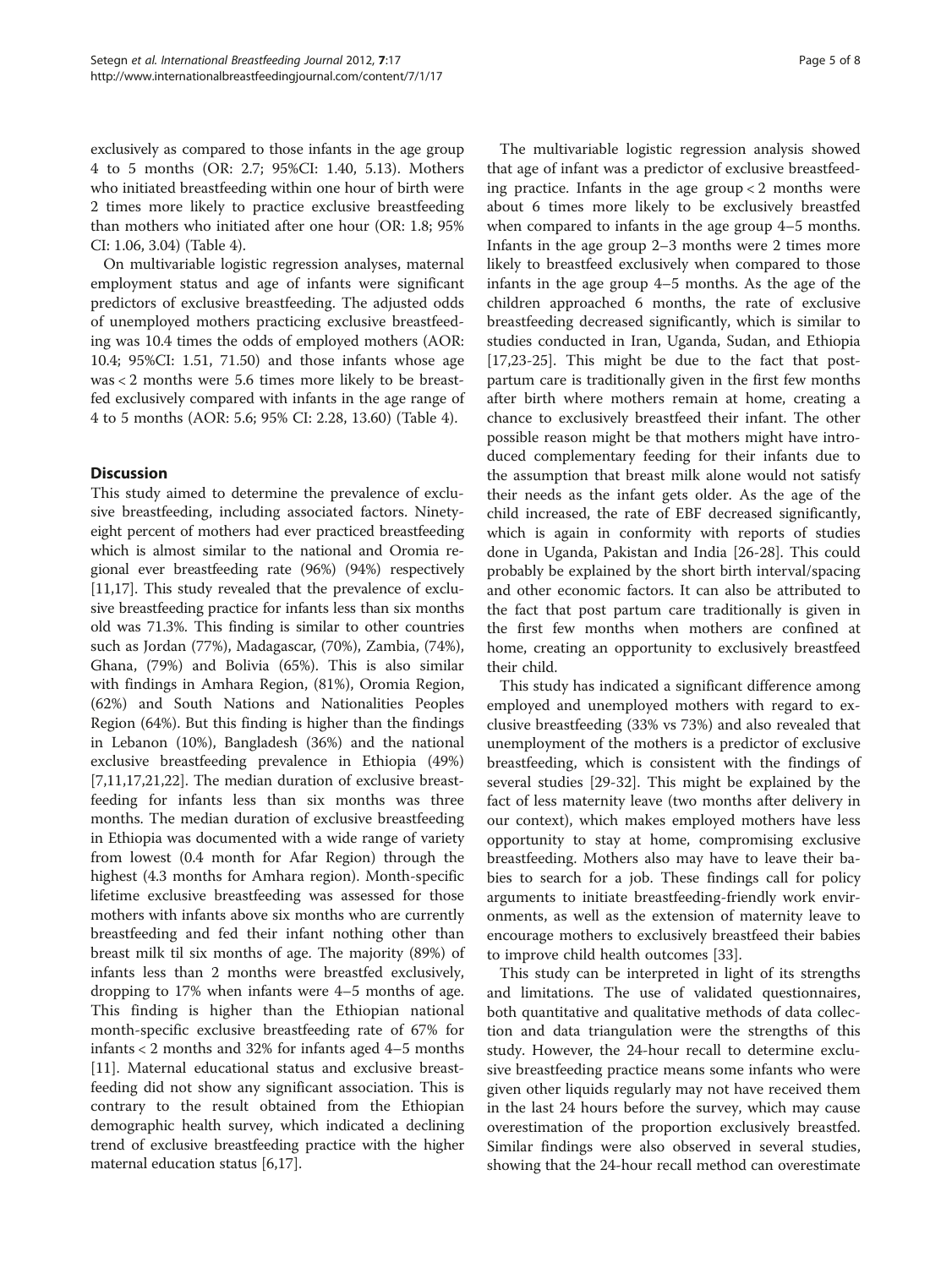exclusively as compared to those infants in the age group 4 to 5 months (OR: 2.7; 95%CI: 1.40, 5.13). Mothers who initiated breastfeeding within one hour of birth were 2 times more likely to practice exclusive breastfeeding than mothers who initiated after one hour (OR: 1.8; 95% CI: 1.06, 3.04) (Table 4).

On multivariable logistic regression analyses, maternal employment status and age of infants were significant predictors of exclusive breastfeeding. The adjusted odds of unemployed mothers practicing exclusive breastfeeding was 10.4 times the odds of employed mothers (AOR: 10.4; 95%CI: 1.51, 71.50) and those infants whose age was < 2 months were 5.6 times more likely to be breastfed exclusively compared with infants in the age range of 4 to 5 months (AOR: 5.6; 95% CI: 2.28, 13.60) (Table 4).

## Discussion

This study aimed to determine the prevalence of exclusive breastfeeding, including associated factors. Ninety-eight percent of mothers had ever practiced breastfeeding which is almost similar to the national and Oromia regional ever breastfeeding rate (96%) (94%) respectively [11,17]. This study revealed that the prevalence of exclusive breastfeeding practice for infants less than six months old was 71.3%. This finding is similar to other countries such as Jordan (77%), Madagascar, (70%), Zambia, (74%), Ghana, (79%) and Bolivia (65%). This is also similar with findings in Amhara Region, (81%), Oromia Region, (62%) and South Nations and Nationalities Peoples Region (64%). But this finding is higher than the findings in Lebanon (10%), Bangladesh (36%) and the national exclusive breastfeeding prevalence in Ethiopia (49%) [7,11,17,21,22]. The median duration of exclusive breastfeeding for infants less than six months was three months. The median duration of exclusive breastfeeding in Ethiopia was documented with a wide range of variety from lowest (0.4 month for Afar Region) through the highest (4.3 months for Amhara region). Month-specific lifetime exclusive breastfeeding was assessed for those mothers with infants above six months who are currently breastfeeding and fed their infant nothing other than breast milk til six months of age. The majority (89%) of infants less than 2 months were breastfed exclusively, dropping to 17% when infants were 4–5 months of age. This finding is higher than the Ethiopian national month-specific exclusive breastfeeding rate of 67% for infants < 2 months and 32% for infants aged 4–5 months [11]. Maternal educational status and exclusive breastfeeding did not show any significant association. This is contrary to the result obtained from the Ethiopian demographic health survey, which indicated a declining trend of exclusive breastfeeding practice with the higher maternal education status [6,17].

The multivariable logistic regression analysis showed that age of infant was a predictor of exclusive breastfeeding practice. Infants in the age group < 2 months were about 6 times more likely to be exclusively breastfed when compared to infants in the age group 4–5 months. Infants in the age group 2–3 months were 2 times more likely to breastfeed exclusively when compared to those infants in the age group 4–5 months. As the age of the children approached 6 months, the rate of exclusive breastfeeding decreased significantly, which is similar to studies conducted in Iran, Uganda, Sudan, and Ethiopia [17,23-25]. This might be due to the fact that post-partum care is traditionally given in the first few months after birth where mothers remain at home, creating a chance to exclusively breastfeed their infant. The other possible reason might be that mothers might have introduced complementary feeding for their infants due to the assumption that breast milk alone would not satisfy their needs as the infant gets older. As the age of the child increased, the rate of EBF decreased significantly, which is again in conformity with reports of studies done in Uganda, Pakistan and India [26-28]. This could probably be explained by the short birth interval/spacing and other economic factors. It can also be attributed to the fact that post partum care traditionally is given in the first few months when mothers are confined at home, creating an opportunity to exclusively breastfeed their child.

This study has indicated a significant difference among employed and unemployed mothers with regard to exclusive breastfeeding (33% vs 73%) and also revealed that unemployment of the mothers is a predictor of exclusive breastfeeding, which is consistent with the findings of several studies [29-32]. This might be explained by the fact of less maternity leave (two months after delivery in our context), which makes employed mothers have less opportunity to stay at home, compromising exclusive breastfeeding. Mothers also may have to leave their babies to search for a job. These findings call for policy arguments to initiate breastfeeding-friendly work environments, as well as the extension of maternity leave to encourage mothers to exclusively breastfeed their babies to improve child health outcomes [33].

This study can be interpreted in light of its strengths and limitations. The use of validated questionnaires, both quantitative and qualitative methods of data collection and data triangulation were the strengths of this study. However, the 24-hour recall to determine exclusive breastfeeding practice means some infants who were given other liquids regularly may not have received them in the last 24 hours before the survey, which may cause overestimation of the proportion exclusively breastfed. Similar findings were also observed in several studies, showing that the 24-hour recall method can overestimate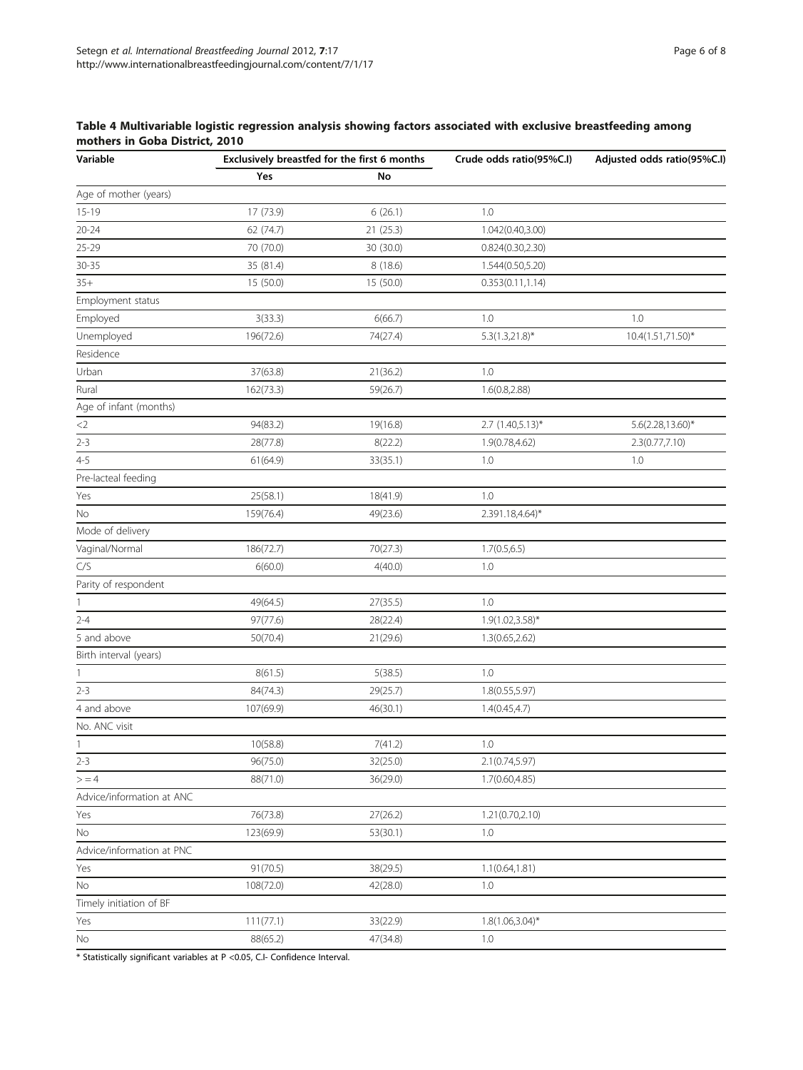**Table 4 Multivariable logistic regression analysis showing factors associated with exclusive breastfeeding among mothers in Goba District, 2010**

| Variable | Exclusively breastfed for the first 6 months | | Crude odds ratio(95%C.I) | Adjusted odds ratio(95%C.I) |
|---|---|---|---|---|
| | Yes | No | | |
| Age of mother (years) | | | | |
| 15-19 | 17 (73.9) | 6 (26.1) | 1.0 | |
| 20-24 | 62 (74.7) | 21 (25.3) | 1.042(0.40,3.00) | |
| 25-29 | 70 (70.0) | 30 (30.0) | 0.824(0.30,2.30) | |
| 30-35 | 35 (81.4) | 8 (18.6) | 1.544(0.50,5.20) | |
| 35+ | 15 (50.0) | 15 (50.0) | 0.353(0.11,1.14) | |
| Employment status | | | | |
| Employed | 3(33.3) | 6(66.7) | 1.0 | 1.0 |
| Unemployed | 196(72.6) | 74(27.4) | 5.3(1.3,21.8)* | 10.4(1.51,71.50)* |
| Residence | | | | |
| Urban | 37(63.8) | 21(36.2) | 1.0 | |
| Rural | 162(73.3) | 59(26.7) | 1.6(0.8,2.88) | |
| Age of infant (months) | | | | |
| <2 | 94(83.2) | 19(16.8) | 2.7 (1.40,5.13)* | 5.6(2.28,13.60)* |
| 2-3 | 28(77.8) | 8(22.2) | 1.9(0.78,4.62) | 2.3(0.77,7.10) |
| 4-5 | 61(64.9) | 33(35.1) | 1.0 | 1.0 |
| Pre-lacteal feeding | | | | |
| Yes | 25(58.1) | 18(41.9) | 1.0 | |
| No | 159(76.4) | 49(23.6) | 2.391.18,4.64)* | |
| Mode of delivery | | | | |
| Vaginal/Normal | 186(72.7) | 70(27.3) | 1.7(0.5,6.5) | |
| C/S | 6(60.0) | 4(40.0) | 1.0 | |
| Parity of respondent | | | | |
| 1 | 49(64.5) | 27(35.5) | 1.0 | |
| 2-4 | 97(77.6) | 28(22.4) | 1.9(1.02,3.58)* | |
| 5 and above | 50(70.4) | 21(29.6) | 1.3(0.65,2.62) | |
| Birth interval (years) | | | | |
| 1 | 8(61.5) | 5(38.5) | 1.0 | |
| 2-3 | 84(74.3) | 29(25.7) | 1.8(0.55,5.97) | |
| 4 and above | 107(69.9) | 46(30.1) | 1.4(0.45,4.7) | |
| No. ANC visit | | | | |
| 1 | 10(58.8) | 7(41.2) | 1.0 | |
| 2-3 | 96(75.0) | 32(25.0) | 2.1(0.74,5.97) | |
| > = 4 | 88(71.0) | 36(29.0) | 1.7(0.60,4.85) | |
| Advice/information at ANC | | | | |
| Yes | 76(73.8) | 27(26.2) | 1.21(0.70,2.10) | |
| No | 123(69.9) | 53(30.1) | 1.0 | |
| Advice/information at PNC | | | | |
| Yes | 91(70.5) | 38(29.5) | 1.1(0.64,1.81) | |
| No | 108(72.0) | 42(28.0) | 1.0 | |
| Timely initiation of BF | | | | |
| Yes | 111(77.1) | 33(22.9) | 1.8(1.06,3.04)* | |
| No | 88(65.2) | 47(34.8) | 1.0 | |

* Statistically significant variables at P <0.05, C.I- Confidence Interval.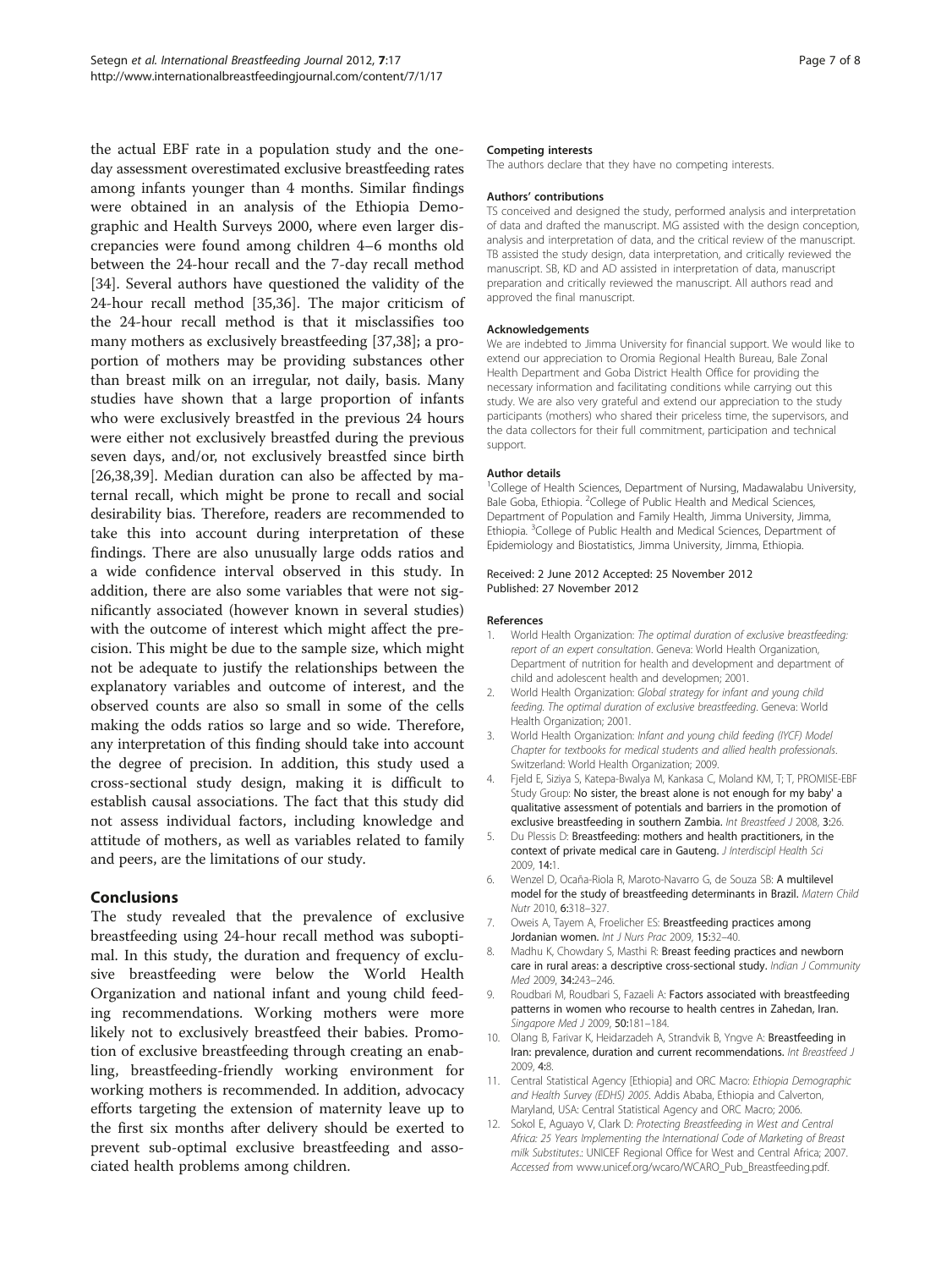the actual EBF rate in a population study and the one-day assessment overestimated exclusive breastfeeding rates among infants younger than 4 months. Similar findings were obtained in an analysis of the Ethiopia Demographic and Health Surveys 2000, where even larger discrepancies were found among children 4–6 months old between the 24-hour recall and the 7-day recall method [34]. Several authors have questioned the validity of the 24-hour recall method [35,36]. The major criticism of the 24-hour recall method is that it misclassifies too many mothers as exclusively breastfeeding [37,38]; a proportion of mothers may be providing substances other than breast milk on an irregular, not daily, basis. Many studies have shown that a large proportion of infants who were exclusively breastfed in the previous 24 hours were either not exclusively breastfed during the previous seven days, and/or, not exclusively breastfed since birth [26,38,39]. Median duration can also be affected by maternal recall, which might be prone to recall and social desirability bias. Therefore, readers are recommended to take this into account during interpretation of these findings. There are also unusually large odds ratios and a wide confidence interval observed in this study. In addition, there are also some variables that were not significantly associated (however known in several studies) with the outcome of interest which might affect the precision. This might be due to the sample size, which might not be adequate to justify the relationships between the explanatory variables and outcome of interest, and the observed counts are also so small in some of the cells making the odds ratios so large and so wide. Therefore, any interpretation of this finding should take into account the degree of precision. In addition, this study used a cross-sectional study design, making it is difficult to establish causal associations. The fact that this study did not assess individual factors, including knowledge and attitude of mothers, as well as variables related to family and peers, are the limitations of our study.

## Conclusions

The study revealed that the prevalence of exclusive breastfeeding using 24-hour recall method was suboptimal. In this study, the duration and frequency of exclusive breastfeeding were below the World Health Organization and national infant and young child feeding recommendations. Working mothers were more likely not to exclusively breastfeed their babies. Promotion of exclusive breastfeeding through creating an enabling, breastfeeding-friendly working environment for working mothers is recommended. In addition, advocacy efforts targeting the extension of maternity leave up to the first six months after delivery should be exerted to prevent sub-optimal exclusive breastfeeding and associated health problems among children.

#### Competing interests

The authors declare that they have no competing interests.

#### Authors' contributions

TS conceived and designed the study, performed analysis and interpretation of data and drafted the manuscript. MG assisted with the design conception, analysis and interpretation of data, and the critical review of the manuscript. TB assisted the study design, data interpretation, and critically reviewed the manuscript. SB, KD and AD assisted in interpretation of data, manuscript preparation and critically reviewed the manuscript. All authors read and approved the final manuscript.

#### Acknowledgements

We are indebted to Jimma University for financial support. We would like to extend our appreciation to Oromia Regional Health Bureau, Bale Zonal Health Department and Goba District Health Office for providing the necessary information and facilitating conditions while carrying out this study. We are also very grateful and extend our appreciation to the study participants (mothers) who shared their priceless time, the supervisors, and the data collectors for their full commitment, participation and technical support.

#### Author details

[1]College of Health Sciences, Department of Nursing, Madawalabu University, Bale Goba, Ethiopia. [2]College of Public Health and Medical Sciences, Department of Population and Family Health, Jimma University, Jimma, Ethiopia. [3]College of Public Health and Medical Sciences, Department of Epidemiology and Biostatistics, Jimma University, Jimma, Ethiopia.

Received: 2 June 2012 Accepted: 25 November 2012
Published: 27 November 2012

#### References

1. World Health Organization: *The optimal duration of exclusive breastfeeding: report of an expert consultation*. Geneva: World Health Organization, Department of nutrition for health and development and department of child and adolescent health and developmen; 2001.
2. World Health Organization: *Global strategy for infant and young child feeding. The optimal duration of exclusive breastfeeding*. Geneva: World Health Organization; 2001.
3. World Health Organization: *Infant and young child feeding (IYCF) Model Chapter for textbooks for medical students and allied health professionals*. Switzerland: World Health Organization; 2009.
4. Fjeld E, Siziya S, Katepa-Bwalya M, Kankasa C, Moland KM, T; T, PROMISE-EBF Study Group: **No sister, the breast alone is not enough for my baby' a qualitative assessment of potentials and barriers in the promotion of exclusive breastfeeding in southern Zambia.** *Int Breastfeed J* 2008, **3:**26.
5. Du Plessis D: **Breastfeeding: mothers and health practitioners, in the context of private medical care in Gauteng.** *J Interdiscipl Health Sci* 2009, **14:**1.
6. Wenzel D, Ocaña-Riola R, Maroto-Navarro G, de Souza SB: **A multilevel model for the study of breastfeeding determinants in Brazil.** *Matern Child Nutr* 2010, **6:**318–327.
7. Oweis A, Tayem A, Froelicher ES: **Breastfeeding practices among Jordanian women.** *Int J Nurs Prac* 2009, **15:**32–40.
8. Madhu K, Chowdary S, Masthi R: **Breast feeding practices and newborn care in rural areas: a descriptive cross-sectional study.** *Indian J Community Med* 2009, **34:**243–246.
9. Roudbari M, Roudbari S, Fazaeli A: **Factors associated with breastfeeding patterns in women who recourse to health centres in Zahedan, Iran.** *Singapore Med J* 2009, **50:**181–184.
10. Olang B, Farivar K, Heidarzadeh A, Strandvik B, Yngve A: **Breastfeeding in Iran: prevalence, duration and current recommendations.** *Int Breastfeed J* 2009, **4:**8.
11. Central Statistical Agency [Ethiopia] and ORC Macro: *Ethiopia Demographic and Health Survey (EDHS) 2005*. Addis Ababa, Ethiopia and Calverton, Maryland, USA: Central Statistical Agency and ORC Macro; 2006.
12. Sokol E, Aguayo V, Clark D: *Protecting Breastfeeding in West and Central Africa: 25 Years Implementing the International Code of Marketing of Breast milk Substitutes.*: UNICEF Regional Office for West and Central Africa; 2007. *Accessed from* www.unicef.org/wcaro/WCARO_Pub_Breastfeeding.pdf.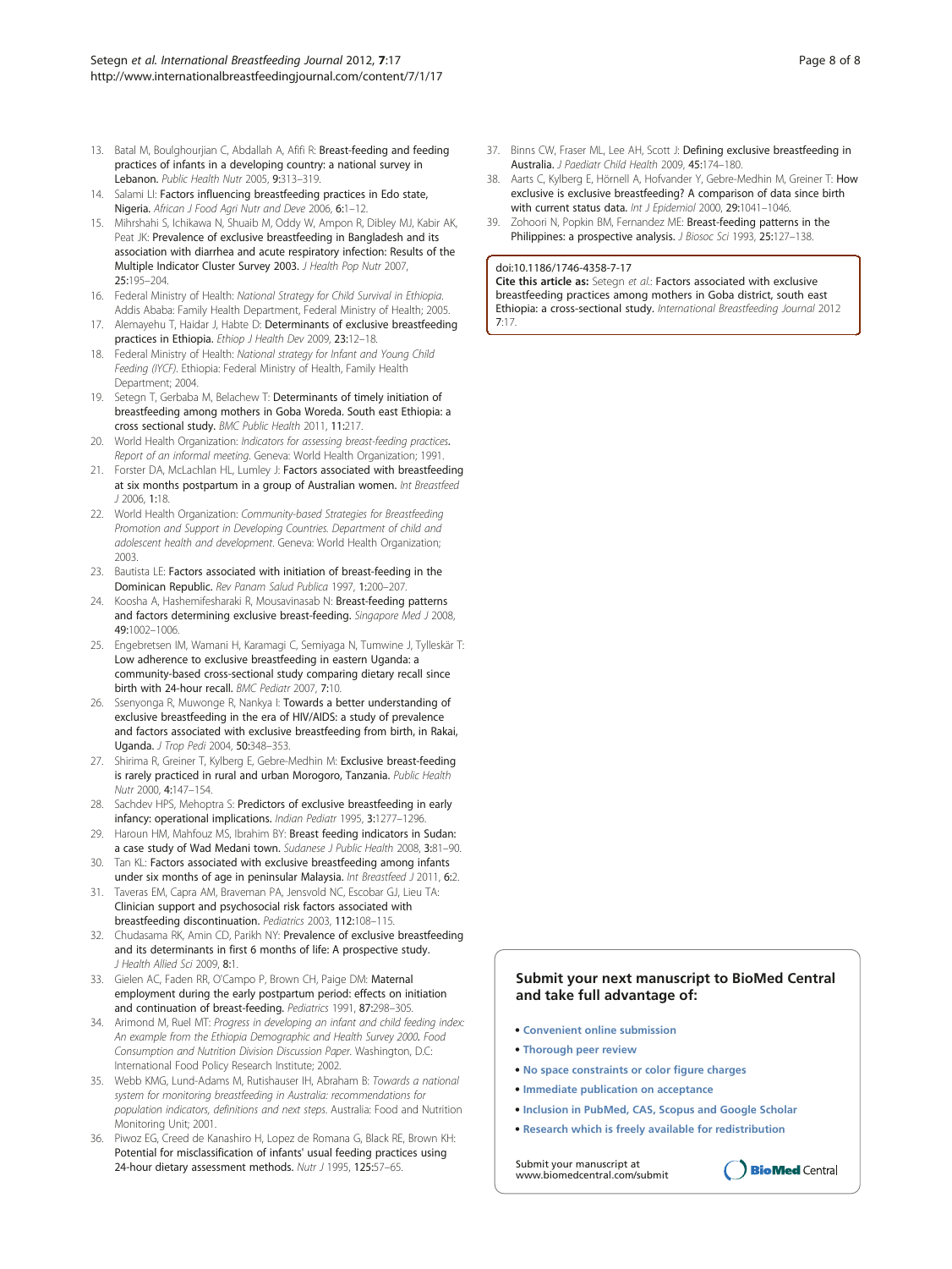13. Batal M, Boulghourjian C, Abdallah A, Afifi R: **Breast-feeding and feeding practices of infants in a developing country: a national survey in Lebanon.** *Public Health Nutr* 2005, **9**:313–319.
14. Salami LI: **Factors influencing breastfeeding practices in Edo state, Nigeria.** *African J Food Agri Nutr and Deve* 2006, **6**:1–12.
15. Mihrshahi S, Ichikawa N, Shuaib M, Oddy W, Ampon R, Dibley MJ, Kabir AK, Peat JK: **Prevalence of exclusive breastfeeding in Bangladesh and its association with diarrhea and acute respiratory infection: Results of the Multiple Indicator Cluster Survey 2003.** *J Health Pop Nutr* 2007, **25**:195–204.
16. Federal Ministry of Health: *National Strategy for Child Survival in Ethiopia*. Addis Ababa: Family Health Department, Federal Ministry of Health; 2005.
17. Alemayehu T, Haidar J, Habte D: **Determinants of exclusive breastfeeding practices in Ethiopia.** *Ethiop J Health Dev* 2009, **23**:12–18.
18. Federal Ministry of Health: *National strategy for Infant and Young Child Feeding (IYCF)*. Ethiopia: Federal Ministry of Health, Family Health Department; 2004.
19. Setegn T, Gerbaba M, Belachew T: **Determinants of timely initiation of breastfeeding among mothers in Goba Woreda. South east Ethiopia: a cross sectional study.** *BMC Public Health* 2011, **11**:217.
20. World Health Organization: *Indicators for assessing breast-feeding practices. Report of an informal meeting*. Geneva: World Health Organization; 1991.
21. Forster DA, McLachlan HL, Lumley J: **Factors associated with breastfeeding at six months postpartum in a group of Australian women.** *Int Breastfeed J* 2006, **1**:18.
22. World Health Organization: *Community-based Strategies for Breastfeeding Promotion and Support in Developing Countries. Department of child and adolescent health and development*. Geneva: World Health Organization; 2003.
23. Bautista LE: **Factors associated with initiation of breast-feeding in the Dominican Republic.** *Rev Panam Salud Publica* 1997, **1**:200–207.
24. Koosha A, Hashemifesharaki R, Mousavinasab N: **Breast-feeding patterns and factors determining exclusive breast-feeding.** *Singapore Med J* 2008, **49**:1002–1006.
25. Engebretsen IM, Wamani H, Karamagi C, Semiyaga N, Tumwine J, Tylleskär T: **Low adherence to exclusive breastfeeding in eastern Uganda: a community-based cross-sectional study comparing dietary recall since birth with 24-hour recall.** *BMC Pediatr* 2007, **7**:10.
26. Ssenyonga R, Muwonge R, Nankya I: **Towards a better understanding of exclusive breastfeeding in the era of HIV/AIDS: a study of prevalence and factors associated with exclusive breastfeeding from birth, in Rakai, Uganda.** *J Trop Pedi* 2004, **50**:348–353.
27. Shirima R, Greiner T, Kylberg E, Gebre-Medhin M: **Exclusive breast-feeding is rarely practiced in rural and urban Morogoro, Tanzania.** *Public Health Nutr* 2000, **4**:147–154.
28. Sachdev HPS, Mehoptra S: **Predictors of exclusive breastfeeding in early infancy: operational implications.** *Indian Pediatr* 1995, **3**:1277–1296.
29. Haroun HM, Mahfouz MS, Ibrahim BY: **Breast feeding indicators in Sudan: a case study of Wad Medani town.** *Sudanese J Public Health* 2008, **3**:81–90.
30. Tan KL: **Factors associated with exclusive breastfeeding among infants under six months of age in peninsular Malaysia.** *Int Breastfeed J* 2011, **6**:2.
31. Taveras EM, Capra AM, Braveman PA, Jensvold NC, Escobar GJ, Lieu TA: **Clinician support and psychosocial risk factors associated with breastfeeding discontinuation.** *Pediatrics* 2003, **112**:108–115.
32. Chudasama RK, Amin CD, Parikh NY: **Prevalence of exclusive breastfeeding and its determinants in first 6 months of life: A prospective study.** *J Health Allied Sci* 2009, **8**:1.
33. Gielen AC, Faden RR, O'Campo P, Brown CH, Paige DM: **Maternal employment during the early postpartum period: effects on initiation and continuation of breast-feeding.** *Pediatrics* 1991, **87**:298–305.
34. Arimond M, Ruel MT: *Progress in developing an infant and child feeding index: An example from the Ethiopia Demographic and Health Survey 2000. Food Consumption and Nutrition Division Discussion Paper*. Washington, D.C: International Food Policy Research Institute; 2002.
35. Webb KMG, Lund-Adams M, Rutishauser IH, Abraham B: *Towards a national system for monitoring breastfeeding in Australia: recommendations for population indicators, definitions and next steps*. Australia: Food and Nutrition Monitoring Unit; 2001.
36. Piwoz EG, Creed de Kanashiro H, Lopez de Romana G, Black RE, Brown KH: **Potential for misclassification of infants' usual feeding practices using 24-hour dietary assessment methods.** *Nutr J* 1995, **125**:57–65.
37. Binns CW, Fraser ML, Lee AH, Scott J: **Defining exclusive breastfeeding in Australia.** *J Paediatr Child Health* 2009, **45**:174–180.
38. Aarts C, Kylberg E, Hörnell A, Hofvander Y, Gebre-Medhin M, Greiner T: **How exclusive is exclusive breastfeeding? A comparison of data since birth with current status data.** *Int J Epidemiol* 2000, **29**:1041–1046.
39. Zohoori N, Popkin BM, Fernandez ME: **Breast-feeding patterns in the Philippines: a prospective analysis.** *J Biosoc Sci* 1993, **25**:127–138.

doi:10.1186/1746-4358-7-17

**Cite this article as:** Setegn *et al.*: Factors associated with exclusive breastfeeding practices among mothers in Goba district, south east Ethiopia: a cross-sectional study. *International Breastfeeding Journal* 2012 **7**:17.

**Submit your next manuscript to BioMed Central and take full advantage of:**

- **Convenient online submission**
- **Thorough peer review**
- **No space constraints or color figure charges**
- **Immediate publication on acceptance**
- **Inclusion in PubMed, CAS, Scopus and Google Scholar**
- **Research which is freely available for redistribution**

Submit your manuscript at
www.biomedcentral.com/submit

BioMed Central